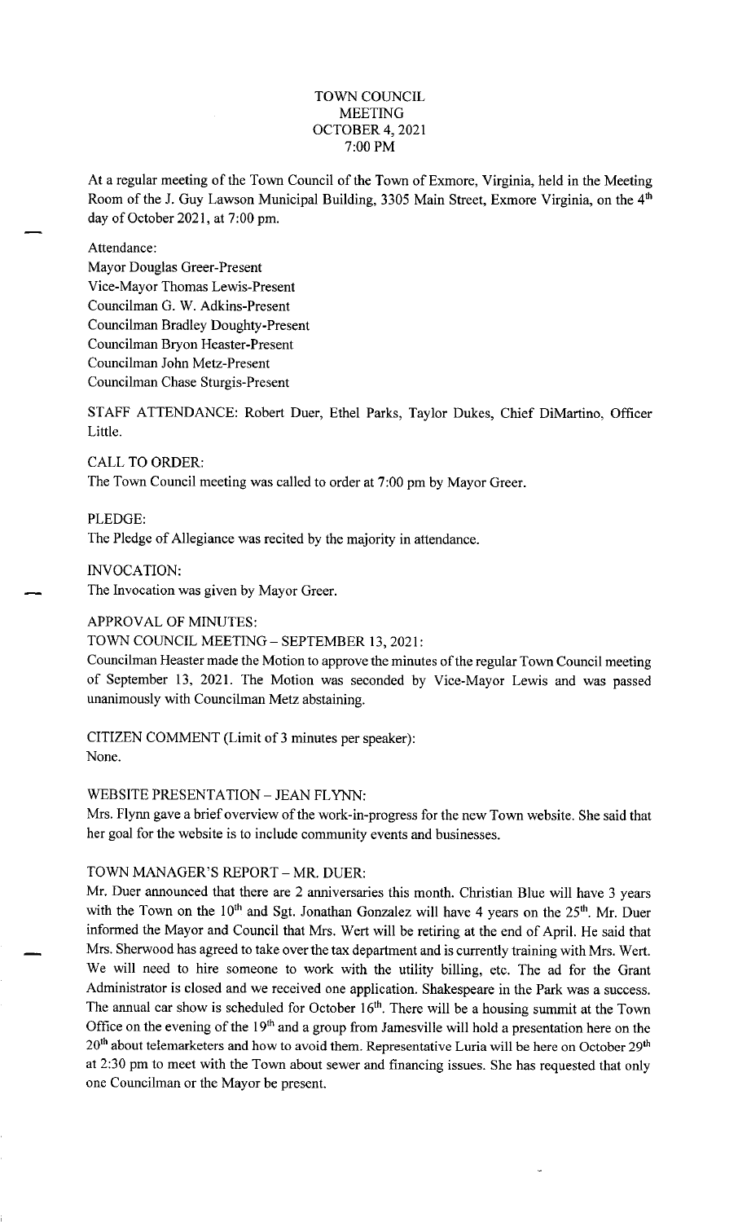# TOWN COUNCIL MEETING
## OCTOBER 4, 2021
## 7:00 PM

At a regular meeting of the Town Council of the Town of Exmore, Virginia, held in the Meeting Room of the J. Guy Lawson Municipal Building, 3305 Main Street, Exmore Virginia, on the 4th day of October 2021, at 7:00 pm.

Attendance:
Mayor Douglas Greer-Present
Vice-Mayor Thomas Lewis-Present
Councilman G. W. Adkins-Present
Councilman Bradley Doughty-Present
Councilman Bryon Heaster-Present
Councilman John Metz-Present
Councilman Chase Sturgis-Present

STAFF ATTENDANCE: Robert Duer, Ethel Parks, Taylor Dukes, Chief DiMartino, Officer Little.

CALL TO ORDER:
The Town Council meeting was called to order at 7:00 pm by Mayor Greer.

PLEDGE:
The Pledge of Allegiance was recited by the majority in attendance.

INVOCATION:
The Invocation was given by Mayor Greer.

APPROVAL OF MINUTES:
TOWN COUNCIL MEETING – SEPTEMBER 13, 2021:
Councilman Heaster made the Motion to approve the minutes of the regular Town Council meeting of September 13, 2021. The Motion was seconded by Vice-Mayor Lewis and was passed unanimously with Councilman Metz abstaining.

CITIZEN COMMENT (Limit of 3 minutes per speaker):
None.

WEBSITE PRESENTATION – JEAN FLYNN:
Mrs. Flynn gave a brief overview of the work-in-progress for the new Town website. She said that her goal for the website is to include community events and businesses.

TOWN MANAGER'S REPORT – MR. DUER:
Mr. Duer announced that there are 2 anniversaries this month. Christian Blue will have 3 years with the Town on the 10th and Sgt. Jonathan Gonzalez will have 4 years on the 25th. Mr. Duer informed the Mayor and Council that Mrs. Wert will be retiring at the end of April. He said that Mrs. Sherwood has agreed to take over the tax department and is currently training with Mrs. Wert. We will need to hire someone to work with the utility billing, etc. The ad for the Grant Administrator is closed and we received one application. Shakespeare in the Park was a success. The annual car show is scheduled for October 16th. There will be a housing summit at the Town Office on the evening of the 19th and a group from Jamesville will hold a presentation here on the 20th about telemarketers and how to avoid them. Representative Luria will be here on October 29th at 2:30 pm to meet with the Town about sewer and financing issues. She has requested that only one Councilman or the Mayor be present.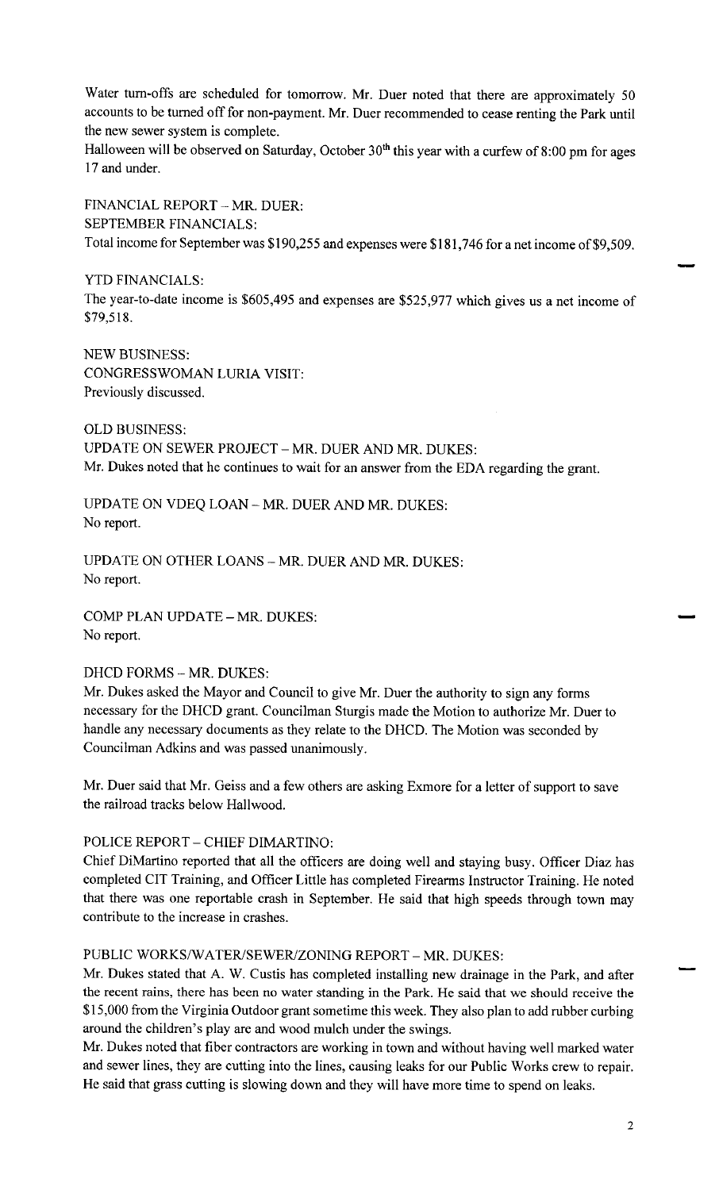Water turn-offs are scheduled for tomorrow. Mr. Duer noted that there are approximately 50 accounts to be turned off for non-payment. Mr. Duer recommended to cease renting the Park until the new sewer system is complete.
Halloween will be observed on Saturday, October 30th this year with a curfew of 8:00 pm for ages 17 and under.

FINANCIAL REPORT – MR. DUER:
SEPTEMBER FINANCIALS:
Total income for September was $190,255 and expenses were $181,746 for a net income of $9,509.

YTD FINANCIALS:
The year-to-date income is $605,495 and expenses are $525,977 which gives us a net income of $79,518.

NEW BUSINESS:
CONGRESSWOMAN LURIA VISIT:
Previously discussed.

OLD BUSINESS:
UPDATE ON SEWER PROJECT – MR. DUER AND MR. DUKES:
Mr. Dukes noted that he continues to wait for an answer from the EDA regarding the grant.

UPDATE ON VDEQ LOAN – MR. DUER AND MR. DUKES:
No report.

UPDATE ON OTHER LOANS – MR. DUER AND MR. DUKES:
No report.

COMP PLAN UPDATE – MR. DUKES:
No report.

DHCD FORMS – MR. DUKES:
Mr. Dukes asked the Mayor and Council to give Mr. Duer the authority to sign any forms necessary for the DHCD grant. Councilman Sturgis made the Motion to authorize Mr. Duer to handle any necessary documents as they relate to the DHCD. The Motion was seconded by Councilman Adkins and was passed unanimously.

Mr. Duer said that Mr. Geiss and a few others are asking Exmore for a letter of support to save the railroad tracks below Hallwood.

POLICE REPORT – CHIEF DIMARTINO:
Chief DiMartino reported that all the officers are doing well and staying busy. Officer Diaz has completed CIT Training, and Officer Little has completed Firearms Instructor Training. He noted that there was one reportable crash in September. He said that high speeds through town may contribute to the increase in crashes.

PUBLIC WORKS/WATER/SEWER/ZONING REPORT – MR. DUKES:
Mr. Dukes stated that A. W. Custis has completed installing new drainage in the Park, and after the recent rains, there has been no water standing in the Park. He said that we should receive the $15,000 from the Virginia Outdoor grant sometime this week. They also plan to add rubber curbing around the children's play are and wood mulch under the swings.
Mr. Dukes noted that fiber contractors are working in town and without having well marked water and sewer lines, they are cutting into the lines, causing leaks for our Public Works crew to repair. He said that grass cutting is slowing down and they will have more time to spend on leaks.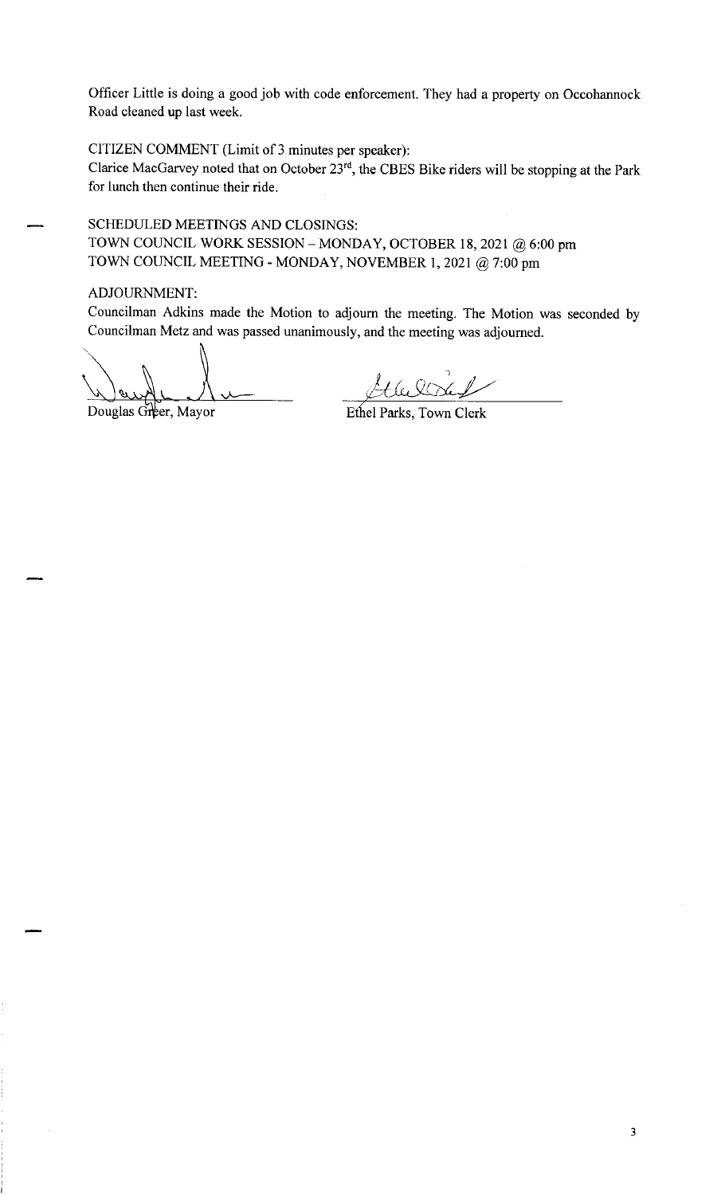Officer Little is doing a good job with code enforcement. They had a property on Occohannock Road cleaned up last week.

CITIZEN COMMENT (Limit of 3 minutes per speaker):
Clarice MacGarvey noted that on October 23rd, the CBES Bike riders will be stopping at the Park for lunch then continue their ride.

SCHEDULED MEETINGS AND CLOSINGS:
TOWN COUNCIL WORK SESSION – MONDAY, OCTOBER 18, 2021 @ 6:00 pm
TOWN COUNCIL MEETING - MONDAY, NOVEMBER 1, 2021 @ 7:00 pm

ADJOURNMENT:
Councilman Adkins made the Motion to adjourn the meeting. The Motion was seconded by Councilman Metz and was passed unanimously, and the meeting was adjourned.

Douglas Greer, Mayor

Ethel Parks, Town Clerk